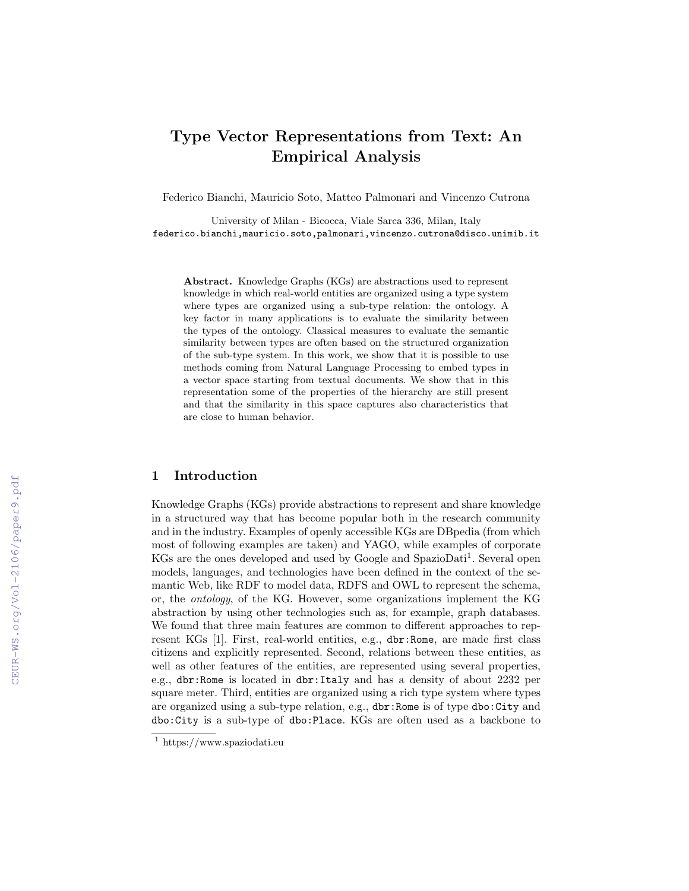# Type Vector Representations from Text: An Empirical Analysis

Federico Bianchi, Mauricio Soto, Matteo Palmonari and Vincenzo Cutrona

University of Milan - Bicocca, Viale Sarca 336, Milan, Italy
federico.bianchi,mauricio.soto,palmonari,vincenzo.cutrona@disco.unimib.it

**Abstract.** Knowledge Graphs (KGs) are abstractions used to represent knowledge in which real-world entities are organized using a type system where types are organized using a sub-type relation: the ontology. A key factor in many applications is to evaluate the similarity between the types of the ontology. Classical measures to evaluate the semantic similarity between types are often based on the structured organization of the sub-type system. In this work, we show that it is possible to use methods coming from Natural Language Processing to embed types in a vector space starting from textual documents. We show that in this representation some of the properties of the hierarchy are still present and that the similarity in this space captures also characteristics that are close to human behavior.

## 1 Introduction

Knowledge Graphs (KGs) provide abstractions to represent and share knowledge in a structured way that has become popular both in the research community and in the industry. Examples of openly accessible KGs are DBpedia (from which most of following examples are taken) and YAGO, while examples of corporate KGs are the ones developed and used by Google and SpazioDati[1]. Several open models, languages, and technologies have been defined in the context of the semantic Web, like RDF to model data, RDFS and OWL to represent the schema, or, the *ontology*, of the KG. However, some organizations implement the KG abstraction by using other technologies such as, for example, graph databases. We found that three main features are common to different approaches to represent KGs [1]. First, real-world entities, e.g., `dbr:Rome`, are made first class citizens and explicitly represented. Second, relations between these entities, as well as other features of the entities, are represented using several properties, e.g., `dbr:Rome` is located in `dbr:Italy` and has a density of about 2232 per square meter. Third, entities are organized using a rich type system where types are organized using a sub-type relation, e.g., `dbr:Rome` is of type `dbo:City` and `dbo:City` is a sub-type of `dbo:Place`. KGs are often used as a backbone to

[1] https://www.spaziodati.eu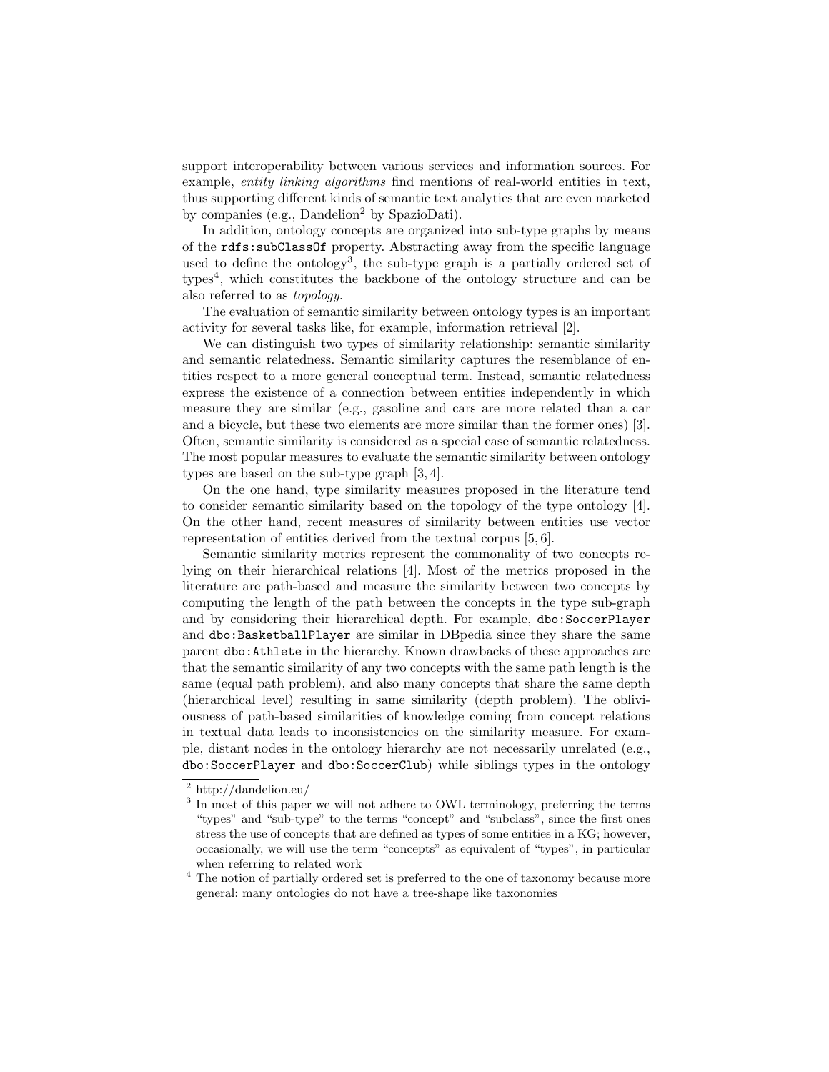support interoperability between various services and information sources. For example, *entity linking algorithms* find mentions of real-world entities in text, thus supporting different kinds of semantic text analytics that are even marketed by companies (e.g., Dandelion[2] by SpazioDati).

In addition, ontology concepts are organized into sub-type graphs by means of the `rdfs:subClassOf` property. Abstracting away from the specific language used to define the ontology[3], the sub-type graph is a partially ordered set of types[4], which constitutes the backbone of the ontology structure and can be also referred to as *topology*.

The evaluation of semantic similarity between ontology types is an important activity for several tasks like, for example, information retrieval [2].

We can distinguish two types of similarity relationship: semantic similarity and semantic relatedness. Semantic similarity captures the resemblance of entities respect to a more general conceptual term. Instead, semantic relatedness express the existence of a connection between entities independently in which measure they are similar (e.g., gasoline and cars are more related than a car and a bicycle, but these two elements are more similar than the former ones) [3]. Often, semantic similarity is considered as a special case of semantic relatedness. The most popular measures to evaluate the semantic similarity between ontology types are based on the sub-type graph [3, 4].

On the one hand, type similarity measures proposed in the literature tend to consider semantic similarity based on the topology of the type ontology [4]. On the other hand, recent measures of similarity between entities use vector representation of entities derived from the textual corpus [5, 6].

Semantic similarity metrics represent the commonality of two concepts relying on their hierarchical relations [4]. Most of the metrics proposed in the literature are path-based and measure the similarity between two concepts by computing the length of the path between the concepts in the type sub-graph and by considering their hierarchical depth. For example, `dbo:SoccerPlayer` and `dbo:BasketballPlayer` are similar in DBpedia since they share the same parent `dbo:Athlete` in the hierarchy. Known drawbacks of these approaches are that the semantic similarity of any two concepts with the same path length is the same (equal path problem), and also many concepts that share the same depth (hierarchical level) resulting in same similarity (depth problem). The obliviousness of path-based similarities of knowledge coming from concept relations in textual data leads to inconsistencies on the similarity measure. For example, distant nodes in the ontology hierarchy are not necessarily unrelated (e.g., `dbo:SoccerPlayer` and `dbo:SoccerClub`) while siblings types in the ontology

---

[2] http://dandelion.eu/

[3] In most of this paper we will not adhere to OWL terminology, preferring the terms "types" and "sub-type" to the terms "concept" and "subclass", since the first ones stress the use of concepts that are defined as types of some entities in a KG; however, occasionally, we will use the term "concepts" as equivalent of "types", in particular when referring to related work

[4] The notion of partially ordered set is preferred to the one of taxonomy because more general: many ontologies do not have a tree-shape like taxonomies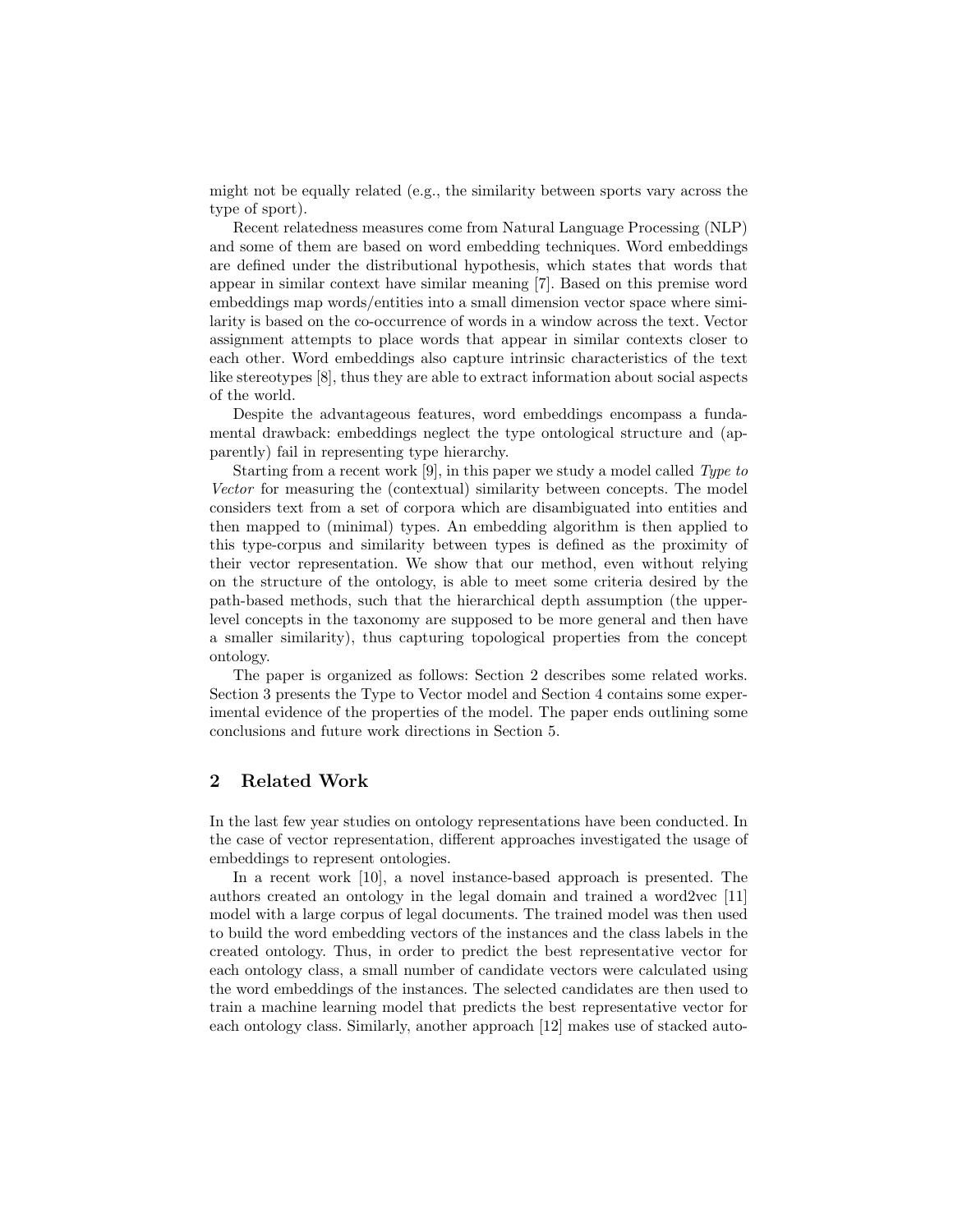might not be equally related (e.g., the similarity between sports vary across the type of sport).

Recent relatedness measures come from Natural Language Processing (NLP) and some of them are based on word embedding techniques. Word embeddings are defined under the distributional hypothesis, which states that words that appear in similar context have similar meaning [7]. Based on this premise word embeddings map words/entities into a small dimension vector space where similarity is based on the co-occurrence of words in a window across the text. Vector assignment attempts to place words that appear in similar contexts closer to each other. Word embeddings also capture intrinsic characteristics of the text like stereotypes [8], thus they are able to extract information about social aspects of the world.

Despite the advantageous features, word embeddings encompass a fundamental drawback: embeddings neglect the type ontological structure and (apparently) fail in representing type hierarchy.

Starting from a recent work [9], in this paper we study a model called *Type to Vector* for measuring the (contextual) similarity between concepts. The model considers text from a set of corpora which are disambiguated into entities and then mapped to (minimal) types. An embedding algorithm is then applied to this type-corpus and similarity between types is defined as the proximity of their vector representation. We show that our method, even without relying on the structure of the ontology, is able to meet some criteria desired by the path-based methods, such that the hierarchical depth assumption (the upper-level concepts in the taxonomy are supposed to be more general and then have a smaller similarity), thus capturing topological properties from the concept ontology.

The paper is organized as follows: Section 2 describes some related works. Section 3 presents the Type to Vector model and Section 4 contains some experimental evidence of the properties of the model. The paper ends outlining some conclusions and future work directions in Section 5.

## 2 Related Work

In the last few year studies on ontology representations have been conducted. In the case of vector representation, different approaches investigated the usage of embeddings to represent ontologies.

In a recent work [10], a novel instance-based approach is presented. The authors created an ontology in the legal domain and trained a word2vec [11] model with a large corpus of legal documents. The trained model was then used to build the word embedding vectors of the instances and the class labels in the created ontology. Thus, in order to predict the best representative vector for each ontology class, a small number of candidate vectors were calculated using the word embeddings of the instances. The selected candidates are then used to train a machine learning model that predicts the best representative vector for each ontology class. Similarly, another approach [12] makes use of stacked auto-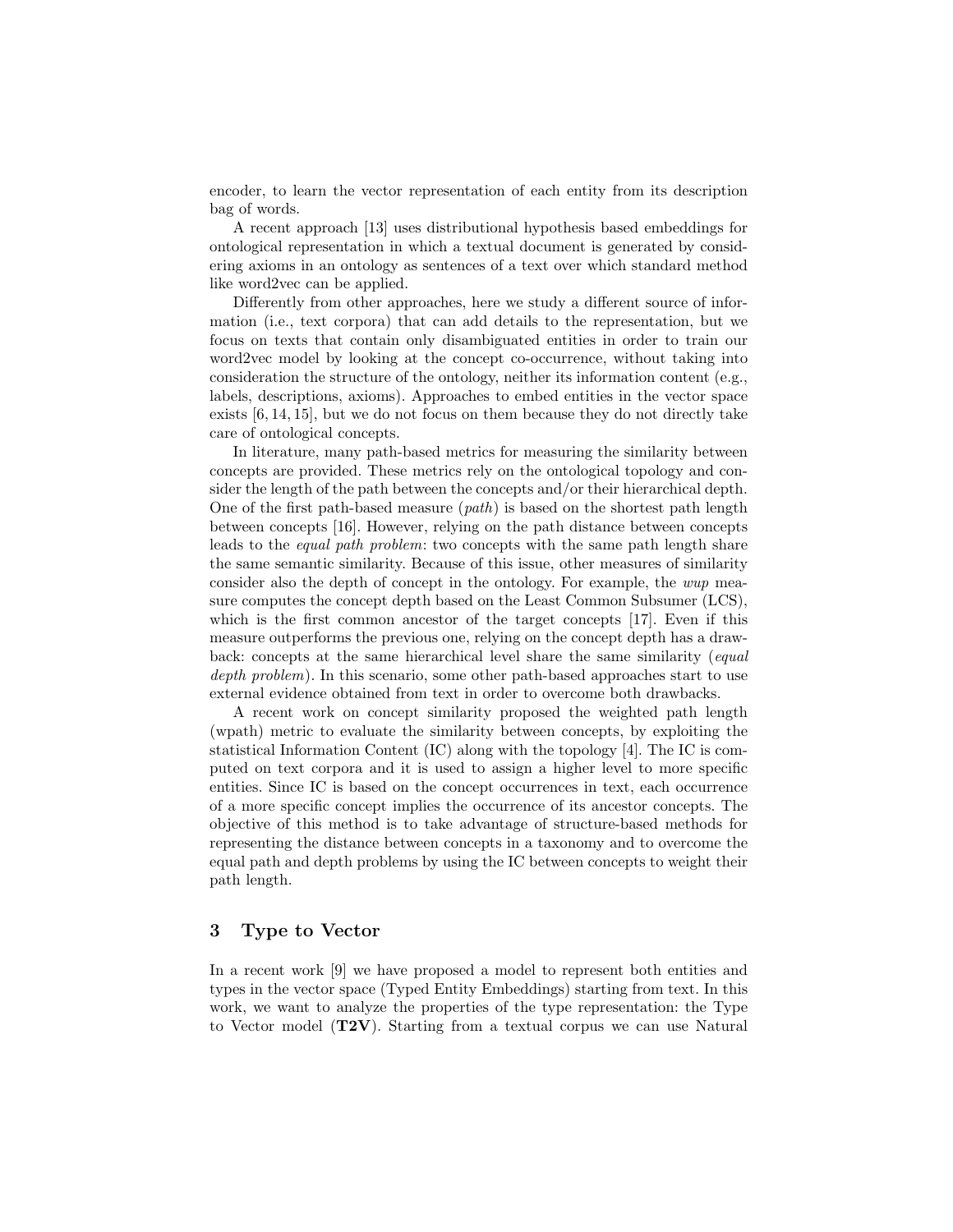encoder, to learn the vector representation of each entity from its description bag of words.

A recent approach [13] uses distributional hypothesis based embeddings for ontological representation in which a textual document is generated by considering axioms in an ontology as sentences of a text over which standard method like word2vec can be applied.

Differently from other approaches, here we study a different source of information (i.e., text corpora) that can add details to the representation, but we focus on texts that contain only disambiguated entities in order to train our word2vec model by looking at the concept co-occurrence, without taking into consideration the structure of the ontology, neither its information content (e.g., labels, descriptions, axioms). Approaches to embed entities in the vector space exists [6, 14, 15], but we do not focus on them because they do not directly take care of ontological concepts.

In literature, many path-based metrics for measuring the similarity between concepts are provided. These metrics rely on the ontological topology and consider the length of the path between the concepts and/or their hierarchical depth. One of the first path-based measure (*path*) is based on the shortest path length between concepts [16]. However, relying on the path distance between concepts leads to the *equal path problem*: two concepts with the same path length share the same semantic similarity. Because of this issue, other measures of similarity consider also the depth of concept in the ontology. For example, the *wup* measure computes the concept depth based on the Least Common Subsumer (LCS), which is the first common ancestor of the target concepts [17]. Even if this measure outperforms the previous one, relying on the concept depth has a drawback: concepts at the same hierarchical level share the same similarity (*equal depth problem*). In this scenario, some other path-based approaches start to use external evidence obtained from text in order to overcome both drawbacks.

A recent work on concept similarity proposed the weighted path length (wpath) metric to evaluate the similarity between concepts, by exploiting the statistical Information Content (IC) along with the topology [4]. The IC is computed on text corpora and it is used to assign a higher level to more specific entities. Since IC is based on the concept occurrences in text, each occurrence of a more specific concept implies the occurrence of its ancestor concepts. The objective of this method is to take advantage of structure-based methods for representing the distance between concepts in a taxonomy and to overcome the equal path and depth problems by using the IC between concepts to weight their path length.

## 3 Type to Vector

In a recent work [9] we have proposed a model to represent both entities and types in the vector space (Typed Entity Embeddings) starting from text. In this work, we want to analyze the properties of the type representation: the Type to Vector model (**T2V**). Starting from a textual corpus we can use Natural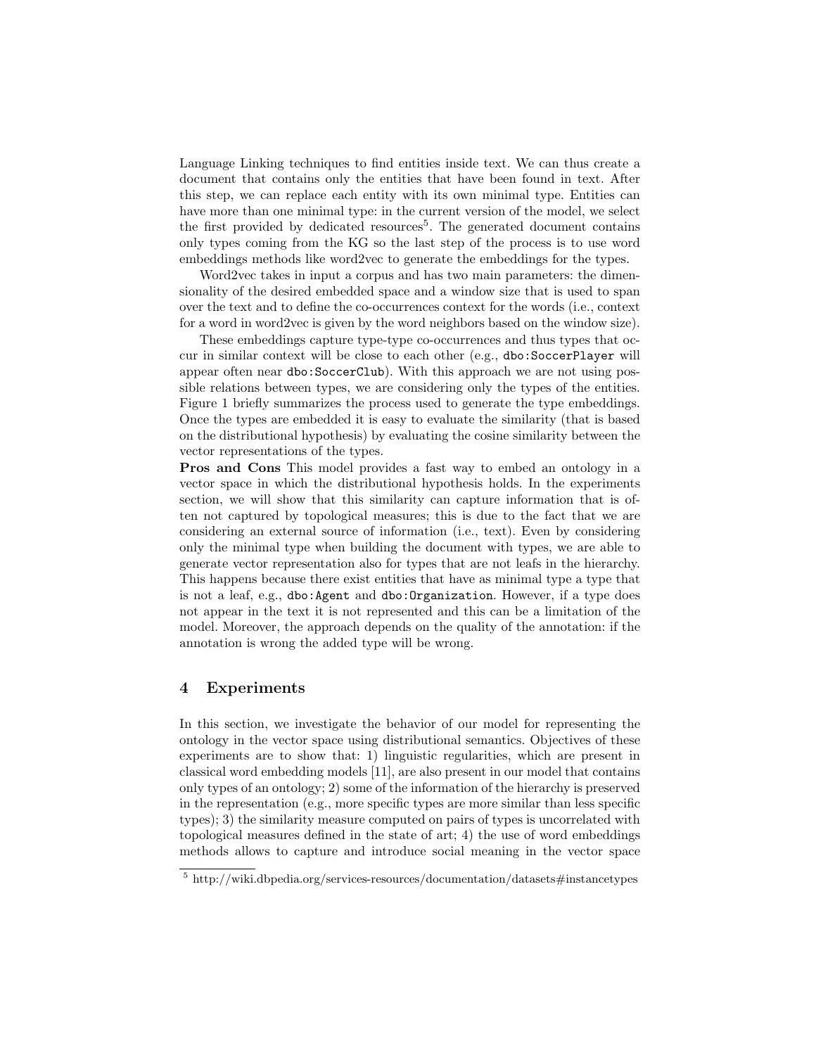Language Linking techniques to find entities inside text. We can thus create a document that contains only the entities that have been found in text. After this step, we can replace each entity with its own minimal type. Entities can have more than one minimal type: in the current version of the model, we select the first provided by dedicated resources[5]. The generated document contains only types coming from the KG so the last step of the process is to use word embeddings methods like word2vec to generate the embeddings for the types.

Word2vec takes in input a corpus and has two main parameters: the dimensionality of the desired embedded space and a window size that is used to span over the text and to define the co-occurrences context for the words (i.e., context for a word in word2vec is given by the word neighbors based on the window size).

These embeddings capture type-type co-occurrences and thus types that occur in similar context will be close to each other (e.g., `dbo:SoccerPlayer` will appear often near `dbo:SoccerClub`). With this approach we are not using possible relations between types, we are considering only the types of the entities. Figure 1 briefly summarizes the process used to generate the type embeddings. Once the types are embedded it is easy to evaluate the similarity (that is based on the distributional hypothesis) by evaluating the cosine similarity between the vector representations of the types.

**Pros and Cons** This model provides a fast way to embed an ontology in a vector space in which the distributional hypothesis holds. In the experiments section, we will show that this similarity can capture information that is often not captured by topological measures; this is due to the fact that we are considering an external source of information (i.e., text). Even by considering only the minimal type when building the document with types, we are able to generate vector representation also for types that are not leafs in the hierarchy. This happens because there exist entities that have as minimal type a type that is not a leaf, e.g., `dbo:Agent` and `dbo:Organization`. However, if a type does not appear in the text it is not represented and this can be a limitation of the model. Moreover, the approach depends on the quality of the annotation: if the annotation is wrong the added type will be wrong.

## 4 Experiments

In this section, we investigate the behavior of our model for representing the ontology in the vector space using distributional semantics. Objectives of these experiments are to show that: 1) linguistic regularities, which are present in classical word embedding models [11], are also present in our model that contains only types of an ontology; 2) some of the information of the hierarchy is preserved in the representation (e.g., more specific types are more similar than less specific types); 3) the similarity measure computed on pairs of types is uncorrelated with topological measures defined in the state of art; 4) the use of word embeddings methods allows to capture and introduce social meaning in the vector space

[5] http://wiki.dbpedia.org/services-resources/documentation/datasets#instancetypes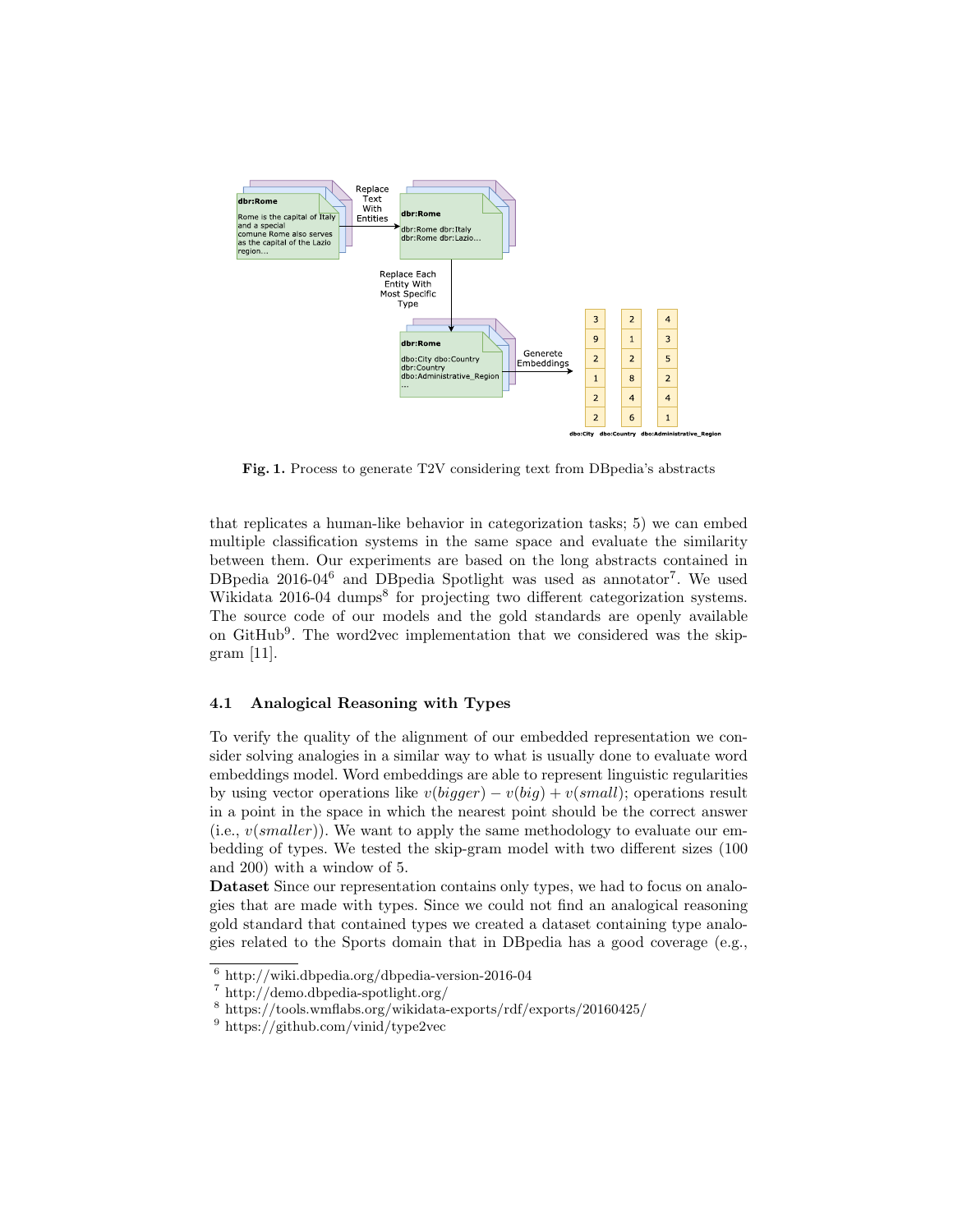Fig. 1. Process to generate T2V considering text from DBpedia's abstracts

that replicates a human-like behavior in categorization tasks; 5) we can embed multiple classification systems in the same space and evaluate the similarity between them. Our experiments are based on the long abstracts contained in DBpedia 2016-04[6] and DBpedia Spotlight was used as annotator[7]. We used Wikidata 2016-04 dumps[8] for projecting two different categorization systems. The source code of our models and the gold standards are openly available on GitHub[9]. The word2vec implementation that we considered was the skip-gram [11].

### 4.1 Analogical Reasoning with Types

To verify the quality of the alignment of our embedded representation we consider solving analogies in a similar way to what is usually done to evaluate word embeddings model. Word embeddings are able to represent linguistic regularities by using vector operations like $v(bigger) - v(big) + v(small)$; operations result in a point in the space in which the nearest point should be the correct answer (i.e., $v(smaller)$). We want to apply the same methodology to evaluate our embedding of types. We tested the skip-gram model with two different sizes (100 and 200) with a window of 5.

**Dataset** Since our representation contains only types, we had to focus on analogies that are made with types. Since we could not find an analogical reasoning gold standard that contained types we created a dataset containing type analogies related to the Sports domain that in DBpedia has a good coverage (e.g.,

[6] http://wiki.dbpedia.org/dbpedia-version-2016-04

[7] http://demo.dbpedia-spotlight.org/

[8] https://tools.wmflabs.org/wikidata-exports/rdf/exports/20160425/

[9] https://github.com/vinid/type2vec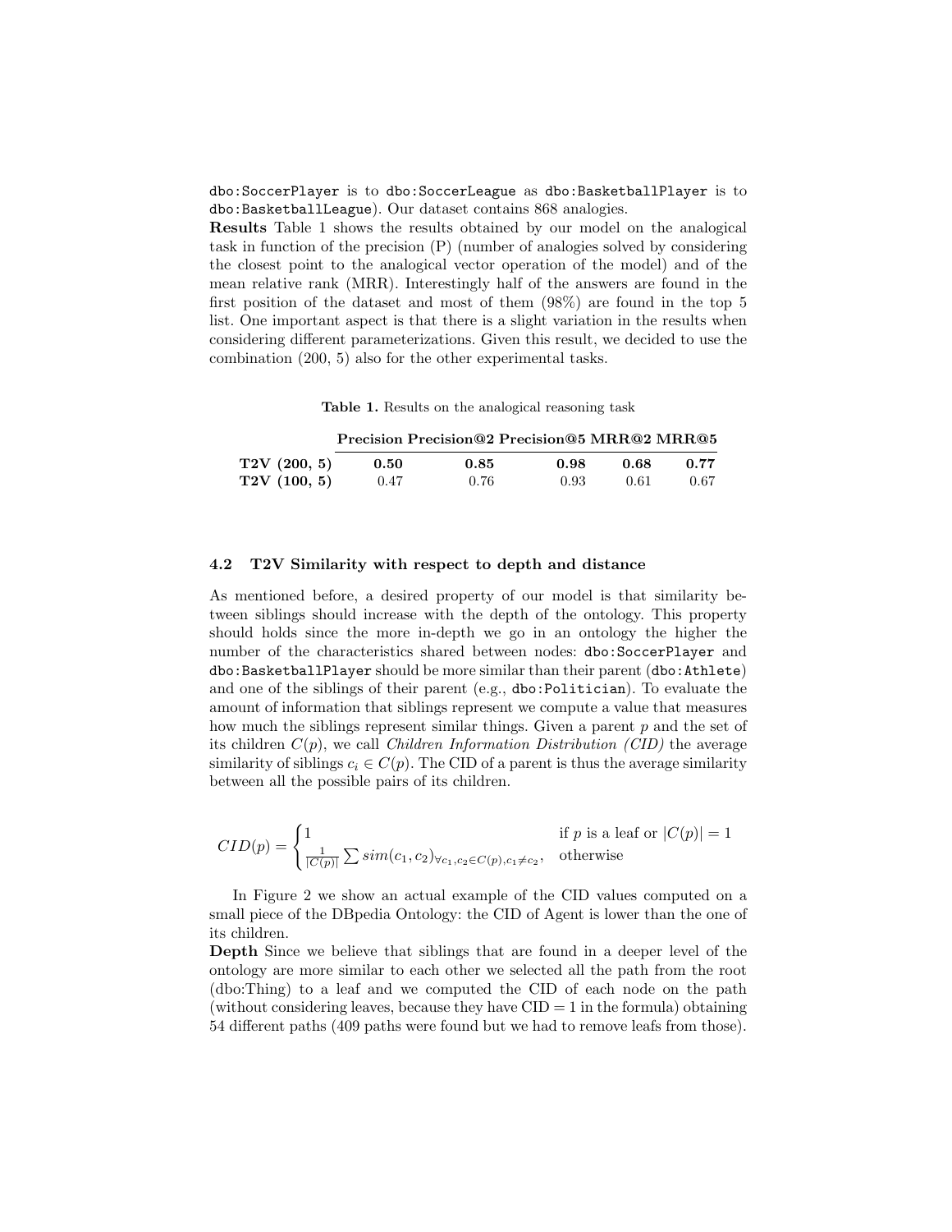dbo:SoccerPlayer is to dbo:SoccerLeague as dbo:BasketballPlayer is to dbo:BasketballLeague). Our dataset contains 868 analogies.

**Results** Table 1 shows the results obtained by our model on the analogical task in function of the precision (P) (number of analogies solved by considering the closest point to the analogical vector operation of the model) and of the mean relative rank (MRR). Interestingly half of the answers are found in the first position of the dataset and most of them (98%) are found in the top 5 list. One important aspect is that there is a slight variation in the results when considering different parameterizations. Given this result, we decided to use the combination (200, 5) also for the other experimental tasks.

**Table 1.** Results on the analogical reasoning task

| | Precision | Precision@2 | Precision@5 | MRR@2 | MRR@5 |
|---|---|---|---|---|---|
| **T2V (200, 5)** | **0.50** | **0.85** | **0.98** | **0.68** | **0.77** |
| **T2V (100, 5)** | 0.47 | 0.76 | 0.93 | 0.61 | 0.67 |

### 4.2 T2V Similarity with respect to depth and distance

As mentioned before, a desired property of our model is that similarity between siblings should increase with the depth of the ontology. This property should holds since the more in-depth we go in an ontology the higher the number of the characteristics shared between nodes: dbo:SoccerPlayer and dbo:BasketballPlayer should be more similar than their parent (dbo:Athlete) and one of the siblings of their parent (e.g., dbo:Politician). To evaluate the amount of information that siblings represent we compute a value that measures how much the siblings represent similar things. Given a parent $p$ and the set of its children $C(p)$, we call *Children Information Distribution (CID)* the average similarity of siblings $c_i \in C(p)$. The CID of a parent is thus the average similarity between all the possible pairs of its children.

$$CID(p) = \begin{cases} 1 & \text{if } p \text{ is a leaf or } |C(p)| = 1 \\ \frac{1}{|C(p)|} \sum sim(c_1, c_2)_{\forall c_1, c_2 \in C(p), c_1 \neq c_2}, & \text{otherwise} \end{cases}$$

In Figure 2 we show an actual example of the CID values computed on a small piece of the DBpedia Ontology: the CID of Agent is lower than the one of its children.

**Depth** Since we believe that siblings that are found in a deeper level of the ontology are more similar to each other we selected all the path from the root (dbo:Thing) to a leaf and we computed the CID of each node on the path (without considering leaves, because they have CID = 1 in the formula) obtaining 54 different paths (409 paths were found but we had to remove leafs from those).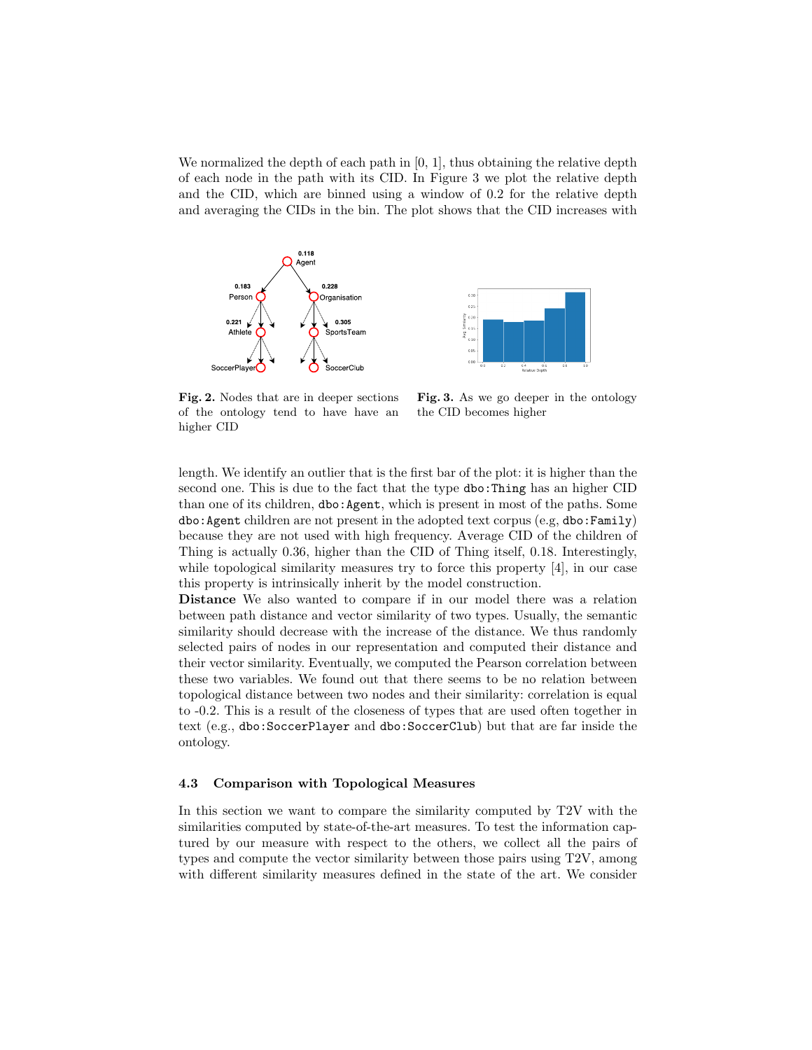We normalized the depth of each path in [0, 1], thus obtaining the relative depth of each node in the path with its CID. In Figure 3 we plot the relative depth and the CID, which are binned using a window of 0.2 for the relative depth and averaging the CIDs in the bin. The plot shows that the CID increases with

**Fig. 2.** Nodes that are in deeper sections of the ontology tend to have have an higher CID

**Fig. 3.** As we go deeper in the ontology the CID becomes higher

length. We identify an outlier that is the first bar of the plot: it is higher than the second one. This is due to the fact that the type `dbo:Thing` has an higher CID than one of its children, `dbo:Agent`, which is present in most of the paths. Some `dbo:Agent` children are not present in the adopted text corpus (e.g, `dbo:Family`) because they are not used with high frequency. Average CID of the children of Thing is actually 0.36, higher than the CID of Thing itself, 0.18. Interestingly, while topological similarity measures try to force this property [4], in our case this property is intrinsically inherit by the model construction.

**Distance** We also wanted to compare if in our model there was a relation between path distance and vector similarity of two types. Usually, the semantic similarity should decrease with the increase of the distance. We thus randomly selected pairs of nodes in our representation and computed their distance and their vector similarity. Eventually, we computed the Pearson correlation between these two variables. We found out that there seems to be no relation between topological distance between two nodes and their similarity: correlation is equal to -0.2. This is a result of the closeness of types that are used often together in text (e.g., `dbo:SoccerPlayer` and `dbo:SoccerClub`) but that are far inside the ontology.

### 4.3 Comparison with Topological Measures

In this section we want to compare the similarity computed by T2V with the similarities computed by state-of-the-art measures. To test the information captured by our measure with respect to the others, we collect all the pairs of types and compute the vector similarity between those pairs using T2V, among with different similarity measures defined in the state of the art. We consider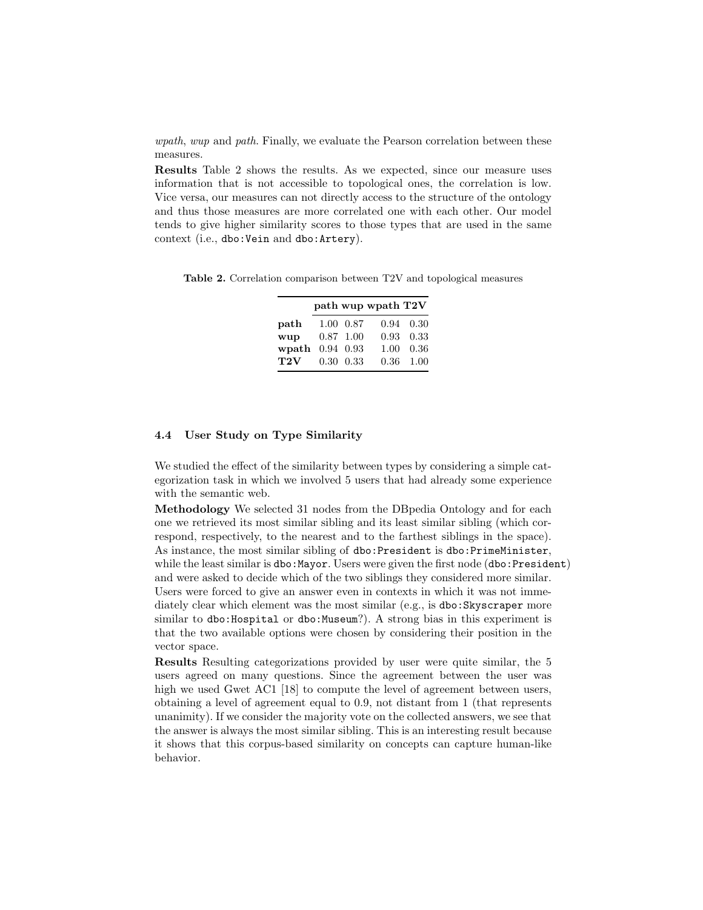*wpath*, *wup* and *path*. Finally, we evaluate the Pearson correlation between these measures.

**Results** Table 2 shows the results. As we expected, since our measure uses information that is not accessible to topological ones, the correlation is low. Vice versa, our measures can not directly access to the structure of the ontology and thus those measures are more correlated one with each other. Our model tends to give higher similarity scores to those types that are used in the same context (i.e., `dbo:Vein` and `dbo:Artery`).

**Table 2.** Correlation comparison between T2V and topological measures

| | **path** | **wup** | **wpath** | **T2V** |
|---|---|---|---|---|
| **path** | 1.00 | 0.87 | 0.94 | 0.30 |
| **wup** | 0.87 | 1.00 | 0.93 | 0.33 |
| **wpath** | 0.94 | 0.93 | 1.00 | 0.36 |
| **T2V** | 0.30 | 0.33 | 0.36 | 1.00 |

### 4.4 User Study on Type Similarity

We studied the effect of the similarity between types by considering a simple categorization task in which we involved 5 users that had already some experience with the semantic web.

**Methodology** We selected 31 nodes from the DBpedia Ontology and for each one we retrieved its most similar sibling and its least similar sibling (which correspond, respectively, to the nearest and to the farthest siblings in the space). As instance, the most similar sibling of `dbo:President` is `dbo:PrimeMinister`, while the least similar is `dbo:Mayor`. Users were given the first node (`dbo:President`) and were asked to decide which of the two siblings they considered more similar. Users were forced to give an answer even in contexts in which it was not immediately clear which element was the most similar (e.g., is `dbo:Skyscraper` more similar to `dbo:Hospital` or `dbo:Museum`?). A strong bias in this experiment is that the two available options were chosen by considering their position in the vector space.

**Results** Resulting categorizations provided by user were quite similar, the 5 users agreed on many questions. Since the agreement between the user was high we used Gwet AC1 [18] to compute the level of agreement between users, obtaining a level of agreement equal to 0.9, not distant from 1 (that represents unanimity). If we consider the majority vote on the collected answers, we see that the answer is always the most similar sibling. This is an interesting result because it shows that this corpus-based similarity on concepts can capture human-like behavior.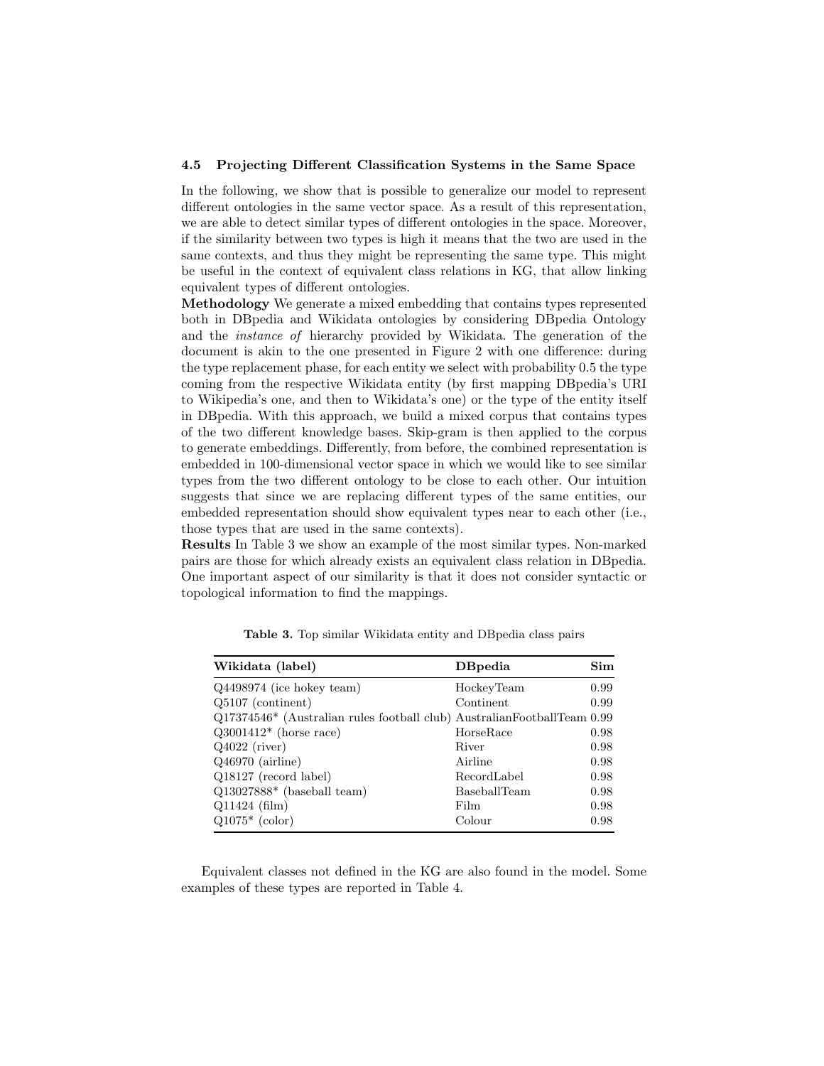### 4.5 Projecting Different Classification Systems in the Same Space

In the following, we show that is possible to generalize our model to represent different ontologies in the same vector space. As a result of this representation, we are able to detect similar types of different ontologies in the space. Moreover, if the similarity between two types is high it means that the two are used in the same contexts, and thus they might be representing the same type. This might be useful in the context of equivalent class relations in KG, that allow linking equivalent types of different ontologies.

**Methodology** We generate a mixed embedding that contains types represented both in DBpedia and Wikidata ontologies by considering DBpedia Ontology and the *instance of* hierarchy provided by Wikidata. The generation of the document is akin to the one presented in Figure 2 with one difference: during the type replacement phase, for each entity we select with probability 0.5 the type coming from the respective Wikidata entity (by first mapping DBpedia's URI to Wikipedia's one, and then to Wikidata's one) or the type of the entity itself in DBpedia. With this approach, we build a mixed corpus that contains types of the two different knowledge bases. Skip-gram is then applied to the corpus to generate embeddings. Differently, from before, the combined representation is embedded in 100-dimensional vector space in which we would like to see similar types from the two different ontology to be close to each other. Our intuition suggests that since we are replacing different types of the same entities, our embedded representation should show equivalent types near to each other (i.e., those types that are used in the same contexts).

**Results** In Table 3 we show an example of the most similar types. Non-marked pairs are those for which already exists an equivalent class relation in DBpedia. One important aspect of our similarity is that it does not consider syntactic or topological information to find the mappings.

**Table 3.** Top similar Wikidata entity and DBpedia class pairs

| Wikidata (label) | DBpedia | Sim |
|---|---|---|
| Q4498974 (ice hokey team) | HockeyTeam | 0.99 |
| Q5107 (continent) | Continent | 0.99 |
| Q17374546* (Australian rules football club) | AustralianFootballTeam | 0.99 |
| Q3001412* (horse race) | HorseRace | 0.98 |
| Q4022 (river) | River | 0.98 |
| Q46970 (airline) | Airline | 0.98 |
| Q18127 (record label) | RecordLabel | 0.98 |
| Q13027888* (baseball team) | BaseballTeam | 0.98 |
| Q11424 (film) | Film | 0.98 |
| Q1075* (color) | Colour | 0.98 |

Equivalent classes not defined in the KG are also found in the model. Some examples of these types are reported in Table 4.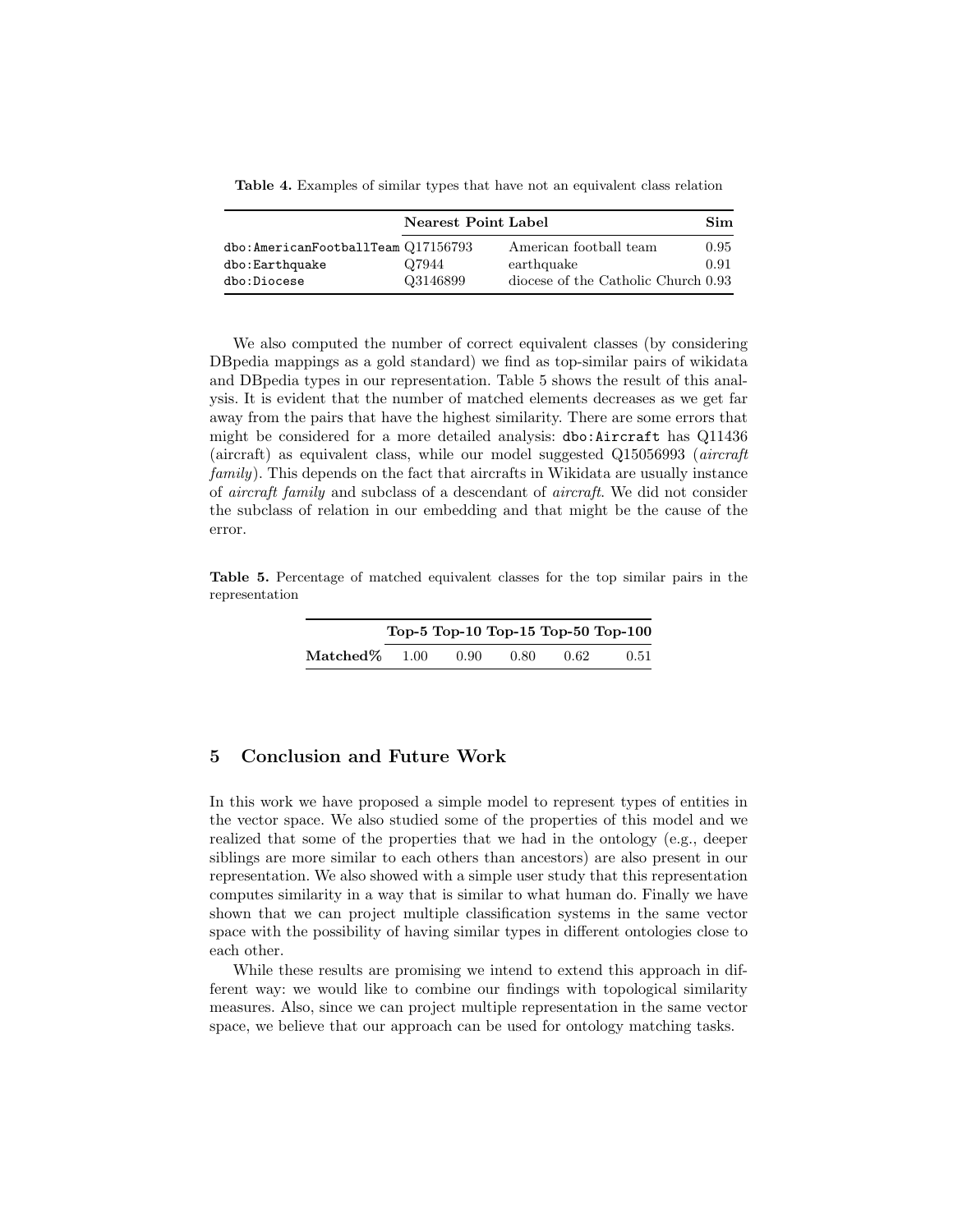**Table 4.** Examples of similar types that have not an equivalent class relation

| | Nearest Point | Label | Sim |
|---|---|---|---|
| dbo:AmericanFootballTeam | Q17156793 | American football team | 0.95 |
| dbo:Earthquake | Q7944 | earthquake | 0.91 |
| dbo:Diocese | Q3146899 | diocese of the Catholic Church | 0.93 |

We also computed the number of correct equivalent classes (by considering DBpedia mappings as a gold standard) we find as top-similar pairs of wikidata and DBpedia types in our representation. Table 5 shows the result of this analysis. It is evident that the number of matched elements decreases as we get far away from the pairs that have the highest similarity. There are some errors that might be considered for a more detailed analysis: `dbo:Aircraft` has Q11436 (aircraft) as equivalent class, while our model suggested Q15056993 (*aircraft family*). This depends on the fact that aircrafts in Wikidata are usually instance of *aircraft family* and subclass of a descendant of *aircraft*. We did not consider the subclass of relation in our embedding and that might be the cause of the error.

**Table 5.** Percentage of matched equivalent classes for the top similar pairs in the representation

| | Top-5 | Top-10 | Top-15 | Top-50 | Top-100 |
|---|---|---|---|---|---|
| **Matched%** | 1.00 | 0.90 | 0.80 | 0.62 | 0.51 |

## 5 Conclusion and Future Work

In this work we have proposed a simple model to represent types of entities in the vector space. We also studied some of the properties of this model and we realized that some of the properties that we had in the ontology (e.g., deeper siblings are more similar to each others than ancestors) are also present in our representation. We also showed with a simple user study that this representation computes similarity in a way that is similar to what human do. Finally we have shown that we can project multiple classification systems in the same vector space with the possibility of having similar types in different ontologies close to each other.

While these results are promising we intend to extend this approach in different way: we would like to combine our findings with topological similarity measures. Also, since we can project multiple representation in the same vector space, we believe that our approach can be used for ontology matching tasks.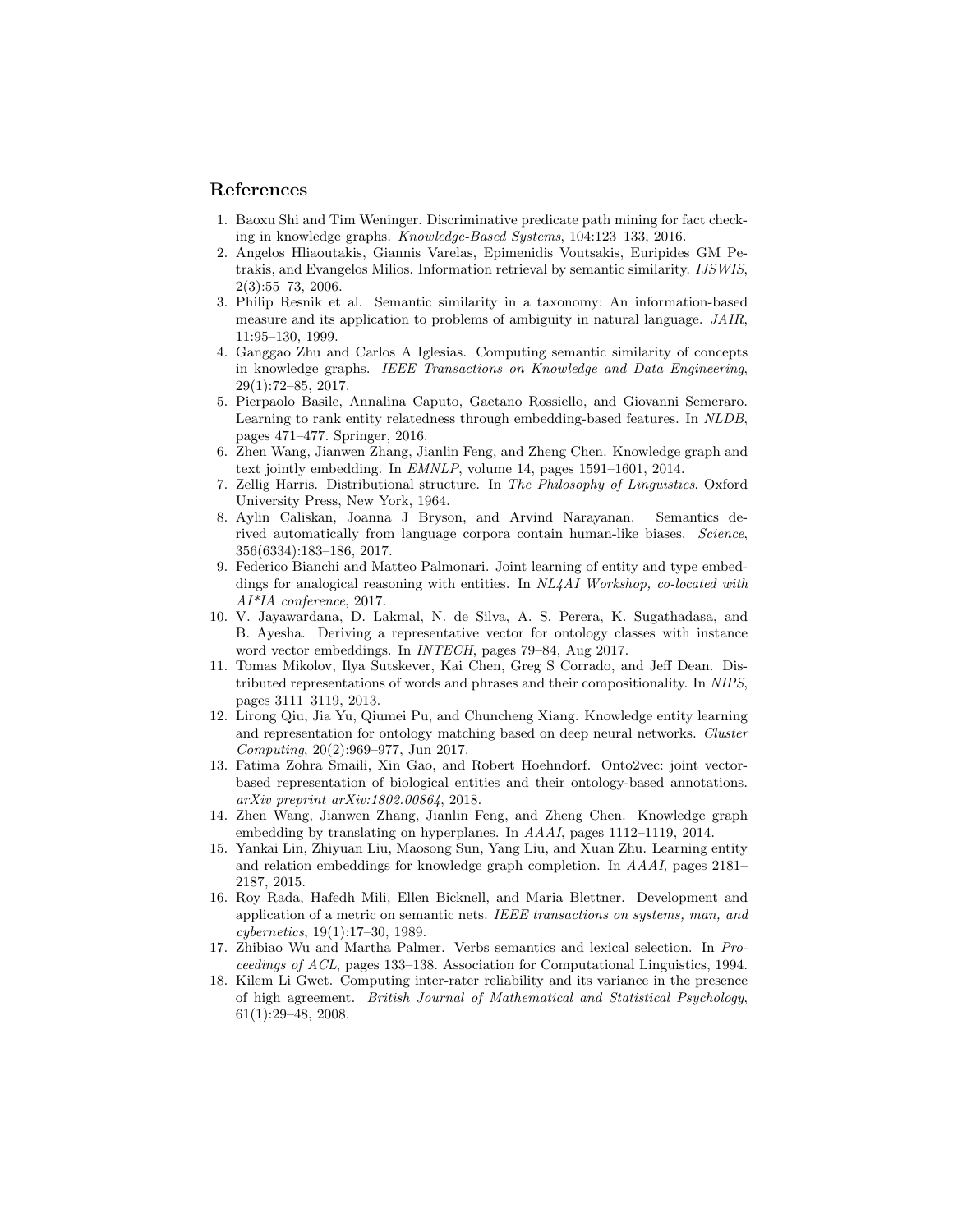## References

1. Baoxu Shi and Tim Weninger. Discriminative predicate path mining for fact checking in knowledge graphs. *Knowledge-Based Systems*, 104:123–133, 2016.
2. Angelos Hliaoutakis, Giannis Varelas, Epimenidis Voutsakis, Euripides GM Petrakis, and Evangelos Milios. Information retrieval by semantic similarity. *IJSWIS*, 2(3):55–73, 2006.
3. Philip Resnik et al. Semantic similarity in a taxonomy: An information-based measure and its application to problems of ambiguity in natural language. *JAIR*, 11:95–130, 1999.
4. Ganggao Zhu and Carlos A Iglesias. Computing semantic similarity of concepts in knowledge graphs. *IEEE Transactions on Knowledge and Data Engineering*, 29(1):72–85, 2017.
5. Pierpaolo Basile, Annalina Caputo, Gaetano Rossiello, and Giovanni Semeraro. Learning to rank entity relatedness through embedding-based features. In *NLDB*, pages 471–477. Springer, 2016.
6. Zhen Wang, Jianwen Zhang, Jianlin Feng, and Zheng Chen. Knowledge graph and text jointly embedding. In *EMNLP*, volume 14, pages 1591–1601, 2014.
7. Zellig Harris. Distributional structure. In *The Philosophy of Linguistics*. Oxford University Press, New York, 1964.
8. Aylin Caliskan, Joanna J Bryson, and Arvind Narayanan. Semantics derived automatically from language corpora contain human-like biases. *Science*, 356(6334):183–186, 2017.
9. Federico Bianchi and Matteo Palmonari. Joint learning of entity and type embeddings for analogical reasoning with entities. In *NL4AI Workshop, co-located with AI*IA conference*, 2017.
10. V. Jayawardana, D. Lakmal, N. de Silva, A. S. Perera, K. Sugathadasa, and B. Ayesha. Deriving a representative vector for ontology classes with instance word vector embeddings. In *INTECH*, pages 79–84, Aug 2017.
11. Tomas Mikolov, Ilya Sutskever, Kai Chen, Greg S Corrado, and Jeff Dean. Distributed representations of words and phrases and their compositionality. In *NIPS*, pages 3111–3119, 2013.
12. Lirong Qiu, Jia Yu, Qiumei Pu, and Chuncheng Xiang. Knowledge entity learning and representation for ontology matching based on deep neural networks. *Cluster Computing*, 20(2):969–977, Jun 2017.
13. Fatima Zohra Smaili, Xin Gao, and Robert Hoehndorf. Onto2vec: joint vector-based representation of biological entities and their ontology-based annotations. *arXiv preprint arXiv:1802.00864*, 2018.
14. Zhen Wang, Jianwen Zhang, Jianlin Feng, and Zheng Chen. Knowledge graph embedding by translating on hyperplanes. In *AAAI*, pages 1112–1119, 2014.
15. Yankai Lin, Zhiyuan Liu, Maosong Sun, Yang Liu, and Xuan Zhu. Learning entity and relation embeddings for knowledge graph completion. In *AAAI*, pages 2181–2187, 2015.
16. Roy Rada, Hafedh Mili, Ellen Bicknell, and Maria Blettner. Development and application of a metric on semantic nets. *IEEE transactions on systems, man, and cybernetics*, 19(1):17–30, 1989.
17. Zhibiao Wu and Martha Palmer. Verbs semantics and lexical selection. In *Proceedings of ACL*, pages 133–138. Association for Computational Linguistics, 1994.
18. Kilem Li Gwet. Computing inter-rater reliability and its variance in the presence of high agreement. *British Journal of Mathematical and Statistical Psychology*, 61(1):29–48, 2008.